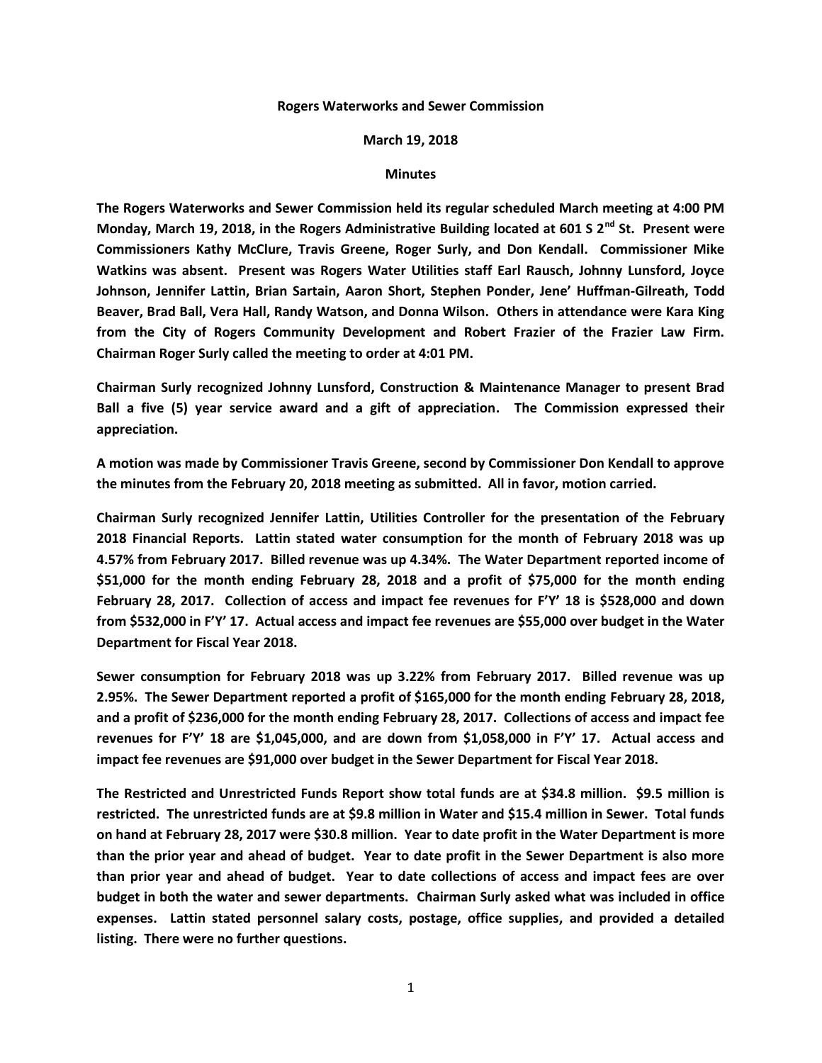**Rogers Waterworks and Sewer Commission**

**March 19, 2018**

**Minutes**

**The Rogers Waterworks and Sewer Commission held its regular scheduled March meeting at 4:00 PM Monday, March 19, 2018, in the Rogers Administrative Building located at 601 S 2nd St. Present were Commissioners Kathy McClure, Travis Greene, Roger Surly, and Don Kendall. Commissioner Mike Watkins was absent. Present was Rogers Water Utilities staff Earl Rausch, Johnny Lunsford, Joyce Johnson, Jennifer Lattin, Brian Sartain, Aaron Short, Stephen Ponder, Jene' Huffman-Gilreath, Todd Beaver, Brad Ball, Vera Hall, Randy Watson, and Donna Wilson. Others in attendance were Kara King from the City of Rogers Community Development and Robert Frazier of the Frazier Law Firm. Chairman Roger Surly called the meeting to order at 4:01 PM.**

**Chairman Surly recognized Johnny Lunsford, Construction & Maintenance Manager to present Brad Ball a five (5) year service award and a gift of appreciation. The Commission expressed their appreciation.**

**A motion was made by Commissioner Travis Greene, second by Commissioner Don Kendall to approve the minutes from the February 20, 2018 meeting as submitted. All in favor, motion carried.**

**Chairman Surly recognized Jennifer Lattin, Utilities Controller for the presentation of the February 2018 Financial Reports. Lattin stated water consumption for the month of February 2018 was up 4.57% from February 2017. Billed revenue was up 4.34%. The Water Department reported income of $51,000 for the month ending February 28, 2018 and a profit of $75,000 for the month ending February 28, 2017. Collection of access and impact fee revenues for F'Y' 18 is $528,000 and down from $532,000 in F'Y' 17. Actual access and impact fee revenues are $55,000 over budget in the Water Department for Fiscal Year 2018.**

**Sewer consumption for February 2018 was up 3.22% from February 2017. Billed revenue was up 2.95%. The Sewer Department reported a profit of $165,000 for the month ending February 28, 2018, and a profit of $236,000 for the month ending February 28, 2017. Collections of access and impact fee revenues for F'Y' 18 are $1,045,000, and are down from $1,058,000 in F'Y' 17. Actual access and impact fee revenues are $91,000 over budget in the Sewer Department for Fiscal Year 2018.**

**The Restricted and Unrestricted Funds Report show total funds are at $34.8 million. $9.5 million is restricted. The unrestricted funds are at $9.8 million in Water and $15.4 million in Sewer. Total funds on hand at February 28, 2017 were $30.8 million. Year to date profit in the Water Department is more than the prior year and ahead of budget. Year to date profit in the Sewer Department is also more than prior year and ahead of budget. Year to date collections of access and impact fees are over budget in both the water and sewer departments. Chairman Surly asked what was included in office expenses. Lattin stated personnel salary costs, postage, office supplies, and provided a detailed listing. There were no further questions.**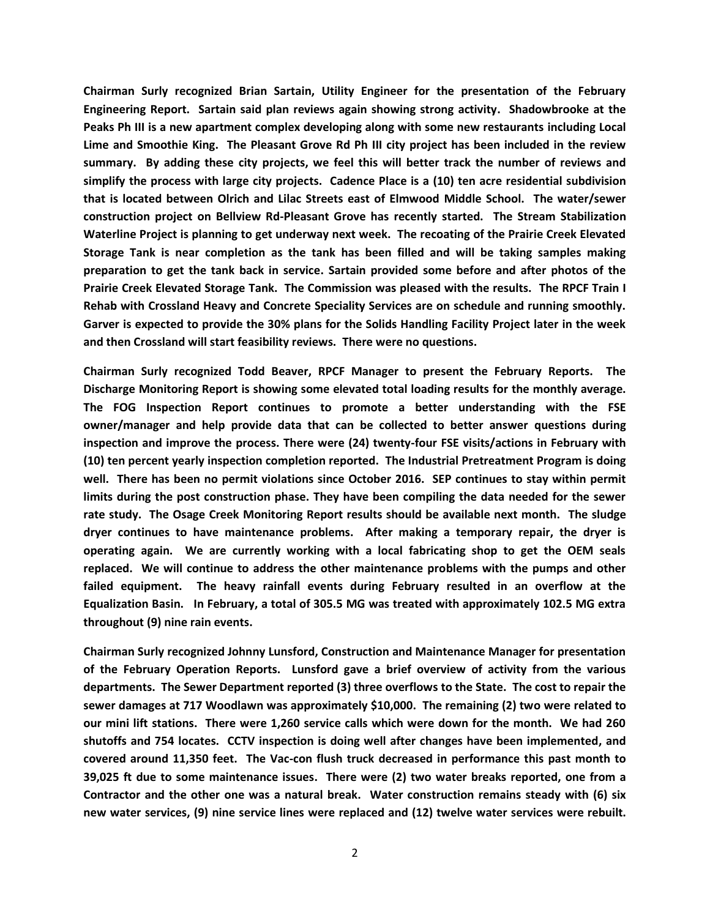**Chairman Surly recognized Brian Sartain, Utility Engineer for the presentation of the February Engineering Report. Sartain said plan reviews again showing strong activity. Shadowbrooke at the Peaks Ph III is a new apartment complex developing along with some new restaurants including Local Lime and Smoothie King. The Pleasant Grove Rd Ph III city project has been included in the review summary. By adding these city projects, we feel this will better track the number of reviews and simplify the process with large city projects. Cadence Place is a (10) ten acre residential subdivision that is located between Olrich and Lilac Streets east of Elmwood Middle School. The water/sewer construction project on Bellview Rd-Pleasant Grove has recently started. The Stream Stabilization Waterline Project is planning to get underway next week. The recoating of the Prairie Creek Elevated Storage Tank is near completion as the tank has been filled and will be taking samples making preparation to get the tank back in service. Sartain provided some before and after photos of the Prairie Creek Elevated Storage Tank. The Commission was pleased with the results. The RPCF Train I Rehab with Crossland Heavy and Concrete Speciality Services are on schedule and running smoothly. Garver is expected to provide the 30% plans for the Solids Handling Facility Project later in the week and then Crossland will start feasibility reviews. There were no questions.**

**Chairman Surly recognized Todd Beaver, RPCF Manager to present the February Reports. The Discharge Monitoring Report is showing some elevated total loading results for the monthly average. The FOG Inspection Report continues to promote a better understanding with the FSE owner/manager and help provide data that can be collected to better answer questions during inspection and improve the process. There were (24) twenty-four FSE visits/actions in February with (10) ten percent yearly inspection completion reported. The Industrial Pretreatment Program is doing well. There has been no permit violations since October 2016. SEP continues to stay within permit limits during the post construction phase. They have been compiling the data needed for the sewer rate study. The Osage Creek Monitoring Report results should be available next month. The sludge dryer continues to have maintenance problems. After making a temporary repair, the dryer is operating again. We are currently working with a local fabricating shop to get the OEM seals replaced. We will continue to address the other maintenance problems with the pumps and other failed equipment. The heavy rainfall events during February resulted in an overflow at the Equalization Basin. In February, a total of 305.5 MG was treated with approximately 102.5 MG extra throughout (9) nine rain events.**

**Chairman Surly recognized Johnny Lunsford, Construction and Maintenance Manager for presentation of the February Operation Reports. Lunsford gave a brief overview of activity from the various departments. The Sewer Department reported (3) three overflows to the State. The cost to repair the sewer damages at 717 Woodlawn was approximately $10,000. The remaining (2) two were related to our mini lift stations. There were 1,260 service calls which were down for the month. We had 260 shutoffs and 754 locates. CCTV inspection is doing well after changes have been implemented, and covered around 11,350 feet. The Vac-con flush truck decreased in performance this past month to 39,025 ft due to some maintenance issues. There were (2) two water breaks reported, one from a Contractor and the other one was a natural break. Water construction remains steady with (6) six new water services, (9) nine service lines were replaced and (12) twelve water services were rebuilt.**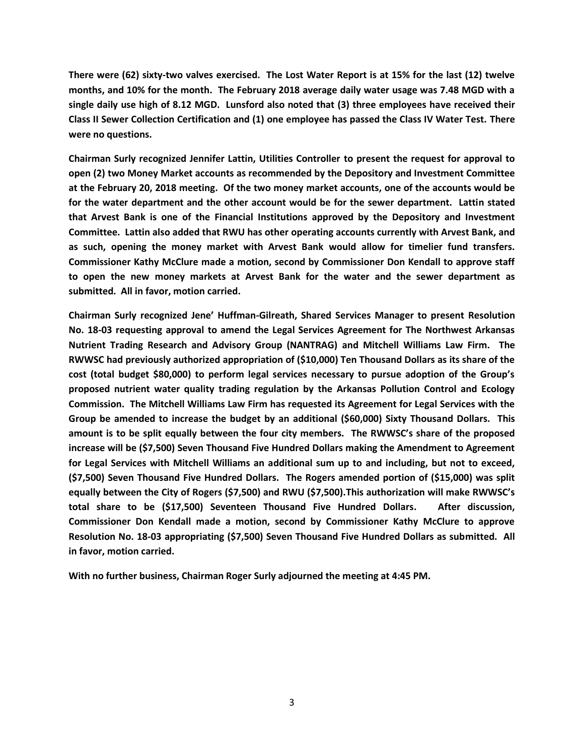**There were (62) sixty-two valves exercised. The Lost Water Report is at 15% for the last (12) twelve months, and 10% for the month. The February 2018 average daily water usage was 7.48 MGD with a single daily use high of 8.12 MGD. Lunsford also noted that (3) three employees have received their Class II Sewer Collection Certification and (1) one employee has passed the Class IV Water Test. There were no questions.**

**Chairman Surly recognized Jennifer Lattin, Utilities Controller to present the request for approval to open (2) two Money Market accounts as recommended by the Depository and Investment Committee at the February 20, 2018 meeting. Of the two money market accounts, one of the accounts would be for the water department and the other account would be for the sewer department. Lattin stated that Arvest Bank is one of the Financial Institutions approved by the Depository and Investment Committee. Lattin also added that RWU has other operating accounts currently with Arvest Bank, and as such, opening the money market with Arvest Bank would allow for timelier fund transfers. Commissioner Kathy McClure made a motion, second by Commissioner Don Kendall to approve staff to open the new money markets at Arvest Bank for the water and the sewer department as submitted. All in favor, motion carried.**

**Chairman Surly recognized Jene' Huffman-Gilreath, Shared Services Manager to present Resolution No. 18-03 requesting approval to amend the Legal Services Agreement for The Northwest Arkansas Nutrient Trading Research and Advisory Group (NANTRAG) and Mitchell Williams Law Firm. The RWWSC had previously authorized appropriation of ($10,000) Ten Thousand Dollars as its share of the cost (total budget $80,000) to perform legal services necessary to pursue adoption of the Group's proposed nutrient water quality trading regulation by the Arkansas Pollution Control and Ecology Commission. The Mitchell Williams Law Firm has requested its Agreement for Legal Services with the Group be amended to increase the budget by an additional ($60,000) Sixty Thousand Dollars. This amount is to be split equally between the four city members. The RWWSC's share of the proposed increase will be ($7,500) Seven Thousand Five Hundred Dollars making the Amendment to Agreement for Legal Services with Mitchell Williams an additional sum up to and including, but not to exceed, ($7,500) Seven Thousand Five Hundred Dollars. The Rogers amended portion of ($15,000) was split equally between the City of Rogers ($7,500) and RWU ($7,500).This authorization will make RWWSC's total share to be ($17,500) Seventeen Thousand Five Hundred Dollars. After discussion, Commissioner Don Kendall made a motion, second by Commissioner Kathy McClure to approve Resolution No. 18-03 appropriating ($7,500) Seven Thousand Five Hundred Dollars as submitted. All in favor, motion carried.**

**With no further business, Chairman Roger Surly adjourned the meeting at 4:45 PM.**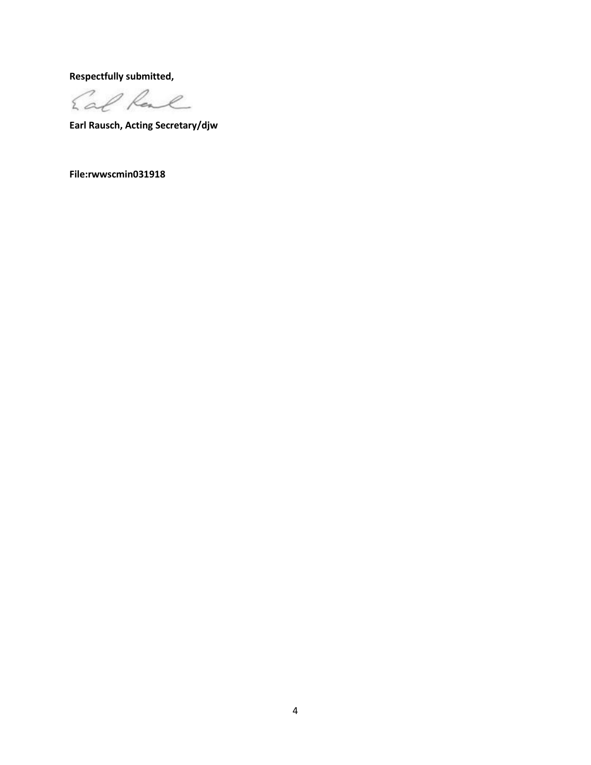**Respectfully submitted,**

**Earl Rausch, Acting Secretary/djw**

**File:rwwscmin031918**